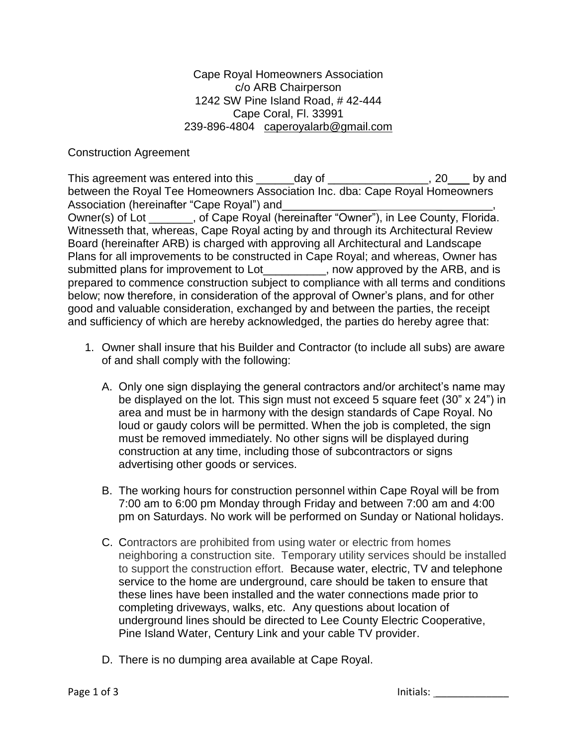Cape Royal Homeowners Association
c/o ARB Chairperson
1242 SW Pine Island Road, # 42-444
Cape Coral, Fl. 33991
239-896-4804 caperoyalarb@gmail.com

Construction Agreement

This agreement was entered into this ______day of ________________, 20___ by and between the Royal Tee Homeowners Association Inc. dba: Cape Royal Homeowners Association (hereinafter "Cape Royal") and__________________________________, Owner(s) of Lot _______, of Cape Royal (hereinafter "Owner"), in Lee County, Florida. Witnesseth that, whereas, Cape Royal acting by and through its Architectural Review Board (hereinafter ARB) is charged with approving all Architectural and Landscape Plans for all improvements to be constructed in Cape Royal; and whereas, Owner has submitted plans for improvement to Lot__________, now approved by the ARB, and is prepared to commence construction subject to compliance with all terms and conditions below; now therefore, in consideration of the approval of Owner's plans, and for other good and valuable consideration, exchanged by and between the parties, the receipt and sufficiency of which are hereby acknowledged, the parties do hereby agree that:

1. Owner shall insure that his Builder and Contractor (to include all subs) are aware of and shall comply with the following:

   A. Only one sign displaying the general contractors and/or architect's name may be displayed on the lot. This sign must not exceed 5 square feet (30" x 24") in area and must be in harmony with the design standards of Cape Royal. No loud or gaudy colors will be permitted. When the job is completed, the sign must be removed immediately. No other signs will be displayed during construction at any time, including those of subcontractors or signs advertising other goods or services.

   B. The working hours for construction personnel within Cape Royal will be from 7:00 am to 6:00 pm Monday through Friday and between 7:00 am and 4:00 pm on Saturdays. No work will be performed on Sunday or National holidays.

   C. Contractors are prohibited from using water or electric from homes neighboring a construction site. Temporary utility services should be installed to support the construction effort. Because water, electric, TV and telephone service to the home are underground, care should be taken to ensure that these lines have been installed and the water connections made prior to completing driveways, walks, etc. Any questions about location of underground lines should be directed to Lee County Electric Cooperative, Pine Island Water, Century Link and your cable TV provider.

   D. There is no dumping area available at Cape Royal.

Initials: _____________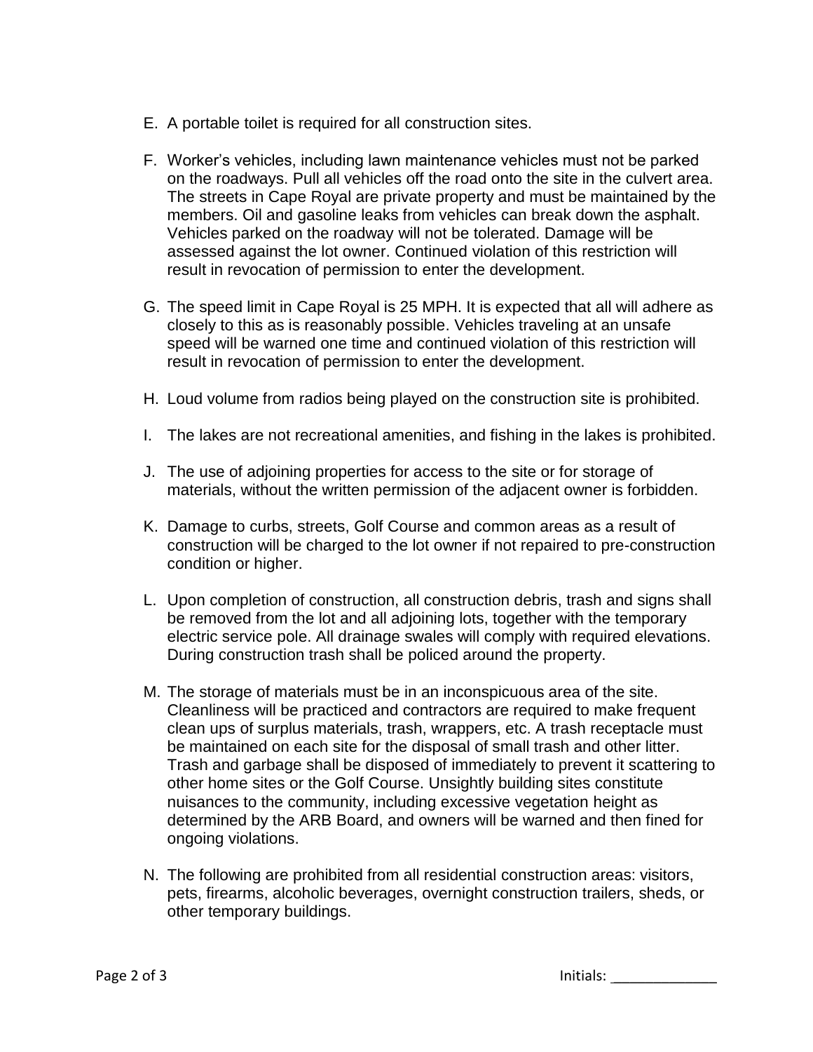E. A portable toilet is required for all construction sites.

F. Worker's vehicles, including lawn maintenance vehicles must not be parked on the roadways. Pull all vehicles off the road onto the site in the culvert area. The streets in Cape Royal are private property and must be maintained by the members. Oil and gasoline leaks from vehicles can break down the asphalt. Vehicles parked on the roadway will not be tolerated. Damage will be assessed against the lot owner. Continued violation of this restriction will result in revocation of permission to enter the development.

G. The speed limit in Cape Royal is 25 MPH. It is expected that all will adhere as closely to this as is reasonably possible. Vehicles traveling at an unsafe speed will be warned one time and continued violation of this restriction will result in revocation of permission to enter the development.

H. Loud volume from radios being played on the construction site is prohibited.

I. The lakes are not recreational amenities, and fishing in the lakes is prohibited.

J. The use of adjoining properties for access to the site or for storage of materials, without the written permission of the adjacent owner is forbidden.

K. Damage to curbs, streets, Golf Course and common areas as a result of construction will be charged to the lot owner if not repaired to pre-construction condition or higher.

L. Upon completion of construction, all construction debris, trash and signs shall be removed from the lot and all adjoining lots, together with the temporary electric service pole. All drainage swales will comply with required elevations. During construction trash shall be policed around the property.

M. The storage of materials must be in an inconspicuous area of the site. Cleanliness will be practiced and contractors are required to make frequent clean ups of surplus materials, trash, wrappers, etc. A trash receptacle must be maintained on each site for the disposal of small trash and other litter. Trash and garbage shall be disposed of immediately to prevent it scattering to other home sites or the Golf Course. Unsightly building sites constitute nuisances to the community, including excessive vegetation height as determined by the ARB Board, and owners will be warned and then fined for ongoing violations.

N. The following are prohibited from all residential construction areas: visitors, pets, firearms, alcoholic beverages, overnight construction trailers, sheds, or other temporary buildings.

Initials: _____________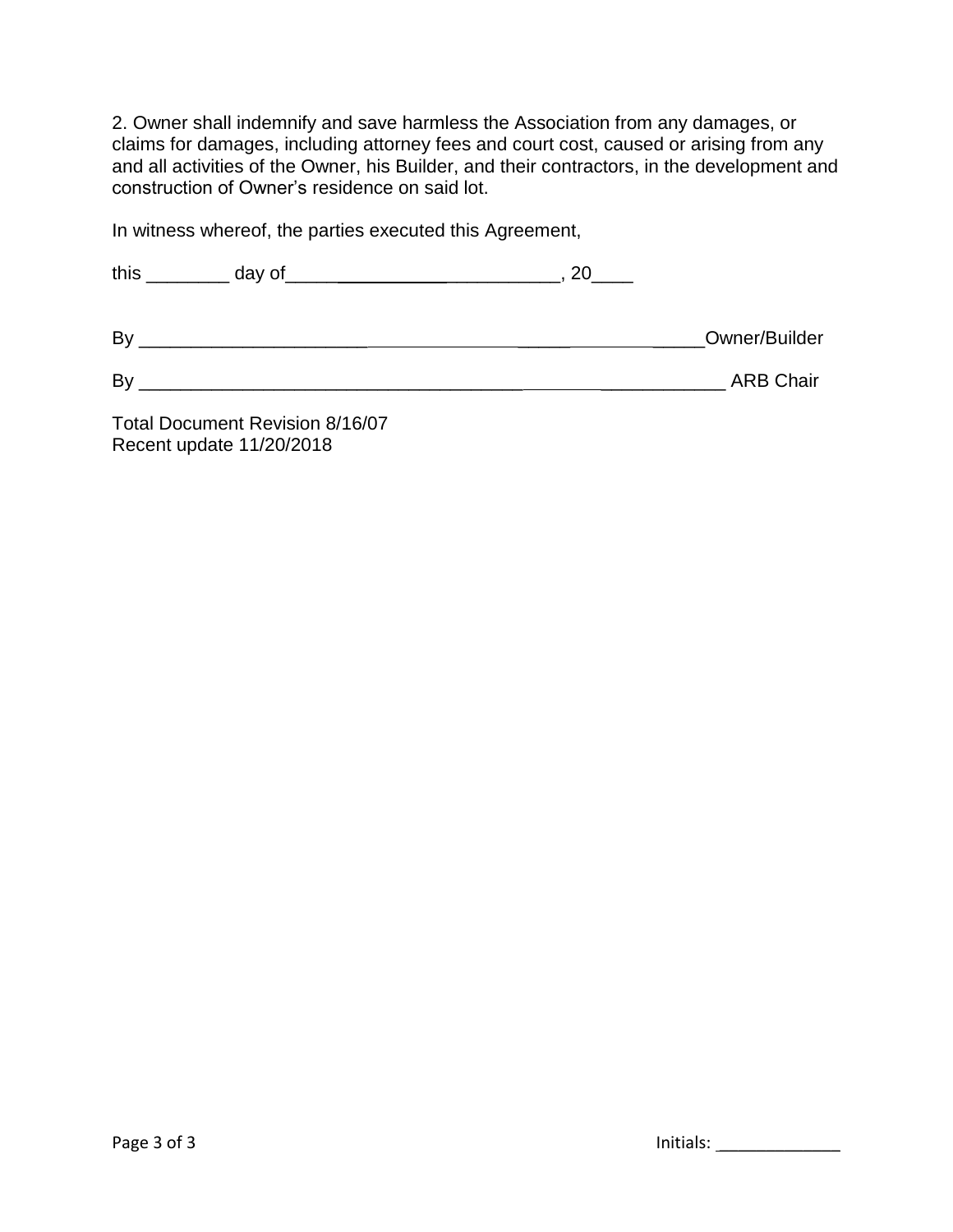2. Owner shall indemnify and save harmless the Association from any damages, or claims for damages, including attorney fees and court cost, caused or arising from any and all activities of the Owner, his Builder, and their contractors, in the development and construction of Owner's residence on said lot.

In witness whereof, the parties executed this Agreement,

this ________ day of______________________________________, 20____

By ______________________________________________________________Owner/Builder

By ______________________________________________________________ ARB Chair

Total Document Revision 8/16/07
Recent update 11/20/2018

Initials: _____________